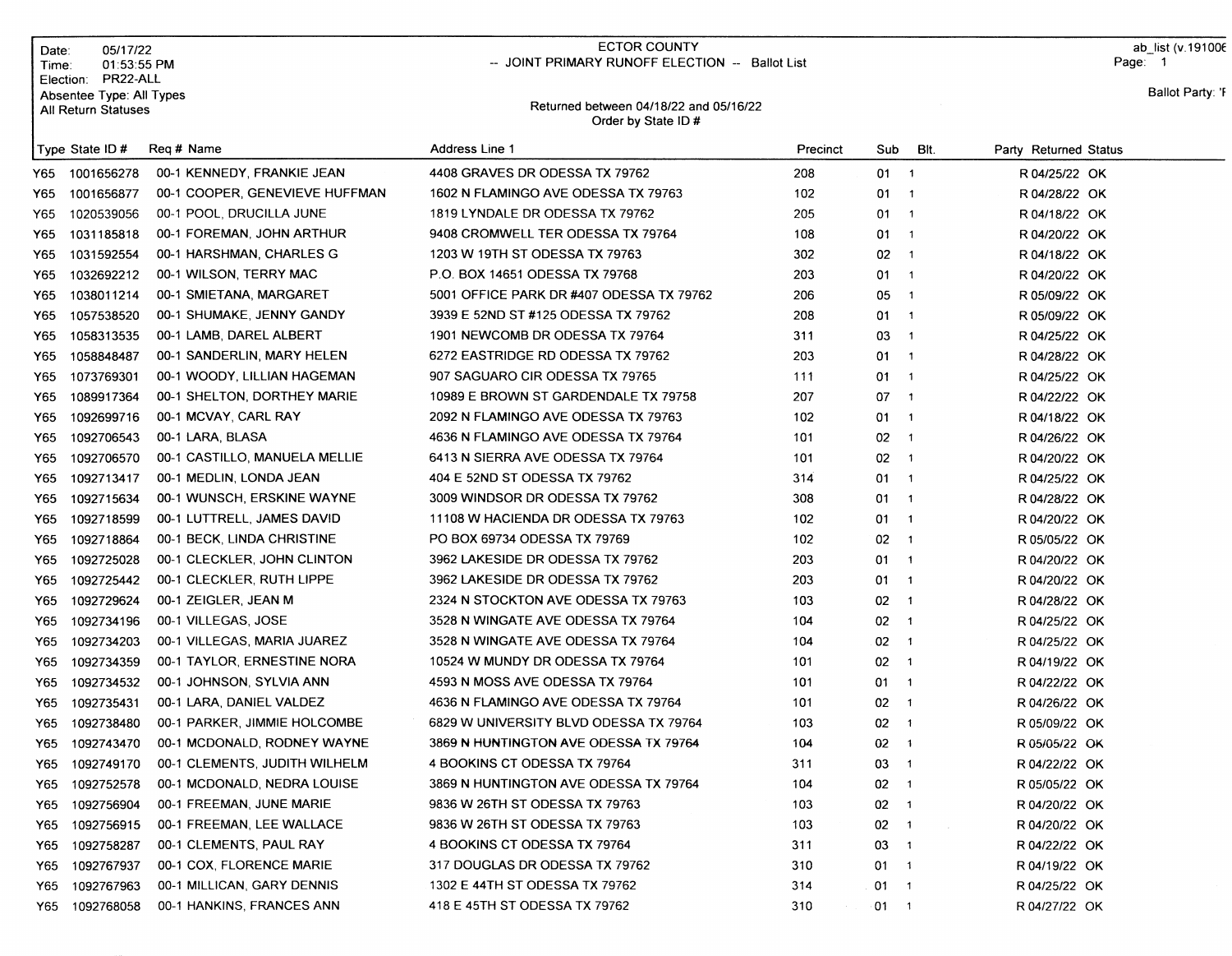Date: 05/17/22
Time: 01:53:55 PM
Election: PR22-ALL
Absentee Type: All Types
All Return Statuses

ECTOR COUNTY
-- JOINT PRIMARY RUNOFF ELECTION -- Ballot List

Returned between 04/18/22 and 05/16/22
Order by State ID #

ab_list (v.191006
Page: 1

Ballot Party: 'F

| Type | State ID # | Req # | Name | Address Line 1 | Precinct | Sub | Blt. | Party | Returned | Status |
|---|---|---|---|---|---|---|---|---|---|---|
| Y65 | 1001656278 | 00-1 | KENNEDY, FRANKIE JEAN | 4408 GRAVES DR ODESSA TX 79762 | 208 | 01 | 1 | R | 04/25/22 | OK |
| Y65 | 1001656877 | 00-1 | COOPER, GENEVIEVE HUFFMAN | 1602 N FLAMINGO AVE ODESSA TX 79763 | 102 | 01 | 1 | R | 04/28/22 | OK |
| Y65 | 1020539056 | 00-1 | POOL, DRUCILLA JUNE | 1819 LYNDALE DR ODESSA TX 79762 | 205 | 01 | 1 | R | 04/18/22 | OK |
| Y65 | 1031185818 | 00-1 | FOREMAN, JOHN ARTHUR | 9408 CROMWELL TER ODESSA TX 79764 | 108 | 01 | 1 | R | 04/20/22 | OK |
| Y65 | 1031592554 | 00-1 | HARSHMAN, CHARLES G | 1203 W 19TH ST ODESSA TX 79763 | 302 | 02 | 1 | R | 04/18/22 | OK |
| Y65 | 1032692212 | 00-1 | WILSON, TERRY MAC | P.O. BOX 14651 ODESSA TX 79768 | 203 | 01 | 1 | R | 04/20/22 | OK |
| Y65 | 1038011214 | 00-1 | SMIETANA, MARGARET | 5001 OFFICE PARK DR #407 ODESSA TX 79762 | 206 | 05 | 1 | R | 05/09/22 | OK |
| Y65 | 1057538520 | 00-1 | SHUMAKE, JENNY GANDY | 3939 E 52ND ST #125 ODESSA TX 79762 | 208 | 01 | 1 | R | 05/09/22 | OK |
| Y65 | 1058313535 | 00-1 | LAMB, DAREL ALBERT | 1901 NEWCOMB DR ODESSA TX 79764 | 311 | 03 | 1 | R | 04/25/22 | OK |
| Y65 | 1058848487 | 00-1 | SANDERLIN, MARY HELEN | 6272 EASTRIDGE RD ODESSA TX 79762 | 203 | 01 | 1 | R | 04/28/22 | OK |
| Y65 | 1073769301 | 00-1 | WOODY, LILLIAN HAGEMAN | 907 SAGUARO CIR ODESSA TX 79765 | 111 | 01 | 1 | R | 04/25/22 | OK |
| Y65 | 1089917364 | 00-1 | SHELTON, DORTHEY MARIE | 10989 E BROWN ST GARDENDALE TX 79758 | 207 | 07 | 1 | R | 04/22/22 | OK |
| Y65 | 1092699716 | 00-1 | MCVAY, CARL RAY | 2092 N FLAMINGO AVE ODESSA TX 79763 | 102 | 01 | 1 | R | 04/18/22 | OK |
| Y65 | 1092706543 | 00-1 | LARA, BLASA | 4636 N FLAMINGO AVE ODESSA TX 79764 | 101 | 02 | 1 | R | 04/26/22 | OK |
| Y65 | 1092706570 | 00-1 | CASTILLO, MANUELA MELLIE | 6413 N SIERRA AVE ODESSA TX 79764 | 101 | 02 | 1 | R | 04/20/22 | OK |
| Y65 | 1092713417 | 00-1 | MEDLIN, LONDA JEAN | 404 E 52ND ST ODESSA TX 79762 | 314 | 01 | 1 | R | 04/25/22 | OK |
| Y65 | 1092715634 | 00-1 | WUNSCH, ERSKINE WAYNE | 3009 WINDSOR DR ODESSA TX 79762 | 308 | 01 | 1 | R | 04/28/22 | OK |
| Y65 | 1092718599 | 00-1 | LUTTRELL, JAMES DAVID | 11108 W HACIENDA DR ODESSA TX 79763 | 102 | 01 | 1 | R | 04/20/22 | OK |
| Y65 | 1092718864 | 00-1 | BECK, LINDA CHRISTINE | PO BOX 69734 ODESSA TX 79769 | 102 | 02 | 1 | R | 05/05/22 | OK |
| Y65 | 1092725028 | 00-1 | CLECKLER, JOHN CLINTON | 3962 LAKESIDE DR ODESSA TX 79762 | 203 | 01 | 1 | R | 04/20/22 | OK |
| Y65 | 1092725442 | 00-1 | CLECKLER, RUTH LIPPE | 3962 LAKESIDE DR ODESSA TX 79762 | 203 | 01 | 1 | R | 04/20/22 | OK |
| Y65 | 1092729624 | 00-1 | ZEIGLER, JEAN M | 2324 N STOCKTON AVE ODESSA TX 79763 | 103 | 02 | 1 | R | 04/28/22 | OK |
| Y65 | 1092734196 | 00-1 | VILLEGAS, JOSE | 3528 N WINGATE AVE ODESSA TX 79764 | 104 | 02 | 1 | R | 04/25/22 | OK |
| Y65 | 1092734203 | 00-1 | VILLEGAS, MARIA JUAREZ | 3528 N WINGATE AVE ODESSA TX 79764 | 104 | 02 | 1 | R | 04/25/22 | OK |
| Y65 | 1092734359 | 00-1 | TAYLOR, ERNESTINE NORA | 10524 W MUNDY DR ODESSA TX 79764 | 101 | 02 | 1 | R | 04/19/22 | OK |
| Y65 | 1092734532 | 00-1 | JOHNSON, SYLVIA ANN | 4593 N MOSS AVE ODESSA TX 79764 | 101 | 01 | 1 | R | 04/22/22 | OK |
| Y65 | 1092735431 | 00-1 | LARA, DANIEL VALDEZ | 4636 N FLAMINGO AVE ODESSA TX 79764 | 101 | 02 | 1 | R | 04/26/22 | OK |
| Y65 | 1092738480 | 00-1 | PARKER, JIMMIE HOLCOMBE | 6829 W UNIVERSITY BLVD ODESSA TX 79764 | 103 | 02 | 1 | R | 05/09/22 | OK |
| Y65 | 1092743470 | 00-1 | MCDONALD, RODNEY WAYNE | 3869 N HUNTINGTON AVE ODESSA TX 79764 | 104 | 02 | 1 | R | 05/05/22 | OK |
| Y65 | 1092749170 | 00-1 | CLEMENTS, JUDITH WILHELM | 4 BOOKINS CT ODESSA TX 79764 | 311 | 03 | 1 | R | 04/22/22 | OK |
| Y65 | 1092752578 | 00-1 | MCDONALD, NEDRA LOUISE | 3869 N HUNTINGTON AVE ODESSA TX 79764 | 104 | 02 | 1 | R | 05/05/22 | OK |
| Y65 | 1092756904 | 00-1 | FREEMAN, JUNE MARIE | 9836 W 26TH ST ODESSA TX 79763 | 103 | 02 | 1 | R | 04/20/22 | OK |
| Y65 | 1092756915 | 00-1 | FREEMAN, LEE WALLACE | 9836 W 26TH ST ODESSA TX 79763 | 103 | 02 | 1 | R | 04/20/22 | OK |
| Y65 | 1092758287 | 00-1 | CLEMENTS, PAUL RAY | 4 BOOKINS CT ODESSA TX 79764 | 311 | 03 | 1 | R | 04/22/22 | OK |
| Y65 | 1092767937 | 00-1 | COX, FLORENCE MARIE | 317 DOUGLAS DR ODESSA TX 79762 | 310 | 01 | 1 | R | 04/19/22 | OK |
| Y65 | 1092767963 | 00-1 | MILLICAN, GARY DENNIS | 1302 E 44TH ST ODESSA TX 79762 | 314 | 01 | 1 | R | 04/25/22 | OK |
| Y65 | 1092768058 | 00-1 | HANKINS, FRANCES ANN | 418 E 45TH ST ODESSA TX 79762 | 310 | 01 | 1 | R | 04/27/22 | OK |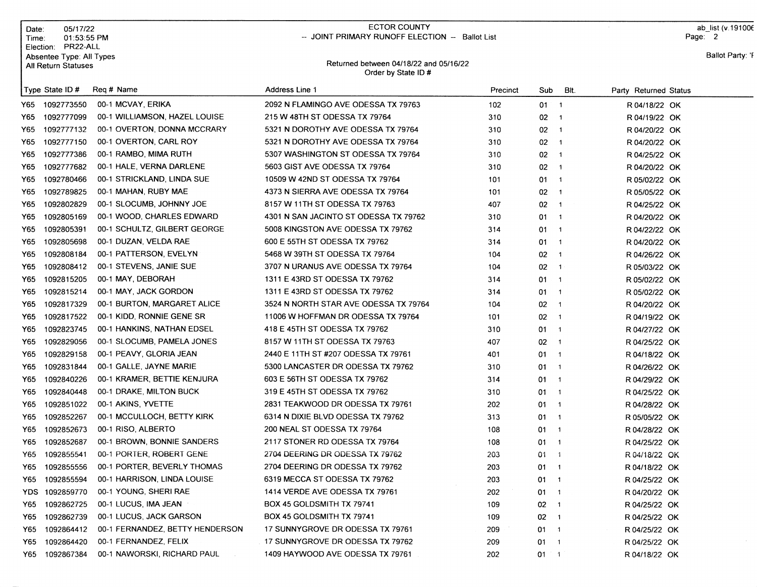Date: 05/17/22
Time: 01:53:55 PM
Election: PR22-ALL
Absentee Type: All Types
All Return Statuses

# ECTOR COUNTY

## -- JOINT PRIMARY RUNOFF ELECTION -- Ballot List

Returned between 04/18/22 and 05/16/22
Order by State ID #

ab_list (v.191006

Ballot Party: 'F

| Type | State ID # | Req # | Name | Address Line 1 | Precinct | Sub | Blt. | Party | Returned | Status |
|---|---|---|---|---|---|---|---|---|---|---|
| Y65 | 1092773550 | 00-1 | MCVAY, ERIKA | 2092 N FLAMINGO AVE ODESSA TX 79763 | 102 | 01 | 1 | R | 04/18/22 | OK |
| Y65 | 1092777099 | 00-1 | WILLIAMSON, HAZEL LOUISE | 215 W 48TH ST ODESSA TX 79764 | 310 | 02 | 1 | R | 04/19/22 | OK |
| Y65 | 1092777132 | 00-1 | OVERTON, DONNA MCCRARY | 5321 N DOROTHY AVE ODESSA TX 79764 | 310 | 02 | 1 | R | 04/20/22 | OK |
| Y65 | 1092777150 | 00-1 | OVERTON, CARL ROY | 5321 N DOROTHY AVE ODESSA TX 79764 | 310 | 02 | 1 | R | 04/20/22 | OK |
| Y65 | 1092777386 | 00-1 | RAMBO, MIMA RUTH | 5307 WASHINGTON ST ODESSA TX 79764 | 310 | 02 | 1 | R | 04/25/22 | OK |
| Y65 | 1092777682 | 00-1 | HALE, VERNA DARLENE | 5603 GIST AVE ODESSA TX 79764 | 310 | 02 | 1 | R | 04/20/22 | OK |
| Y65 | 1092780466 | 00-1 | STRICKLAND, LINDA SUE | 10509 W 42ND ST ODESSA TX 79764 | 101 | 01 | 1 | R | 05/02/22 | OK |
| Y65 | 1092789825 | 00-1 | MAHAN, RUBY MAE | 4373 N SIERRA AVE ODESSA TX 79764 | 101 | 02 | 1 | R | 05/05/22 | OK |
| Y65 | 1092802829 | 00-1 | SLOCUMB, JOHNNY JOE | 8157 W 11TH ST ODESSA TX 79763 | 407 | 02 | 1 | R | 04/25/22 | OK |
| Y65 | 1092805169 | 00-1 | WOOD, CHARLES EDWARD | 4301 N SAN JACINTO ST ODESSA TX 79762 | 310 | 01 | 1 | R | 04/20/22 | OK |
| Y65 | 1092805391 | 00-1 | SCHULTZ, GILBERT GEORGE | 5008 KINGSTON AVE ODESSA TX 79762 | 314 | 01 | 1 | R | 04/22/22 | OK |
| Y65 | 1092805698 | 00-1 | DUZAN, VELDA RAE | 600 E 55TH ST ODESSA TX 79762 | 314 | 01 | 1 | R | 04/20/22 | OK |
| Y65 | 1092808184 | 00-1 | PATTERSON, EVELYN | 5468 W 39TH ST ODESSA TX 79764 | 104 | 02 | 1 | R | 04/26/22 | OK |
| Y65 | 1092808412 | 00-1 | STEVENS, JANIE SUE | 3707 N URANUS AVE ODESSA TX 79764 | 104 | 02 | 1 | R | 05/03/22 | OK |
| Y65 | 1092815205 | 00-1 | MAY, DEBORAH | 1311 E 43RD ST ODESSA TX 79762 | 314 | 01 | 1 | R | 05/02/22 | OK |
| Y65 | 1092815214 | 00-1 | MAY, JACK GORDON | 1311 E 43RD ST ODESSA TX 79762 | 314 | 01 | 1 | R | 05/02/22 | OK |
| Y65 | 1092817329 | 00-1 | BURTON, MARGARET ALICE | 3524 N NORTH STAR AVE ODESSA TX 79764 | 104 | 02 | 1 | R | 04/20/22 | OK |
| Y65 | 1092817522 | 00-1 | KIDD, RONNIE GENE SR | 11006 W HOFFMAN DR ODESSA TX 79764 | 101 | 02 | 1 | R | 04/19/22 | OK |
| Y65 | 1092823745 | 00-1 | HANKINS, NATHAN EDSEL | 418 E 45TH ST ODESSA TX 79762 | 310 | 01 | 1 | R | 04/27/22 | OK |
| Y65 | 1092829056 | 00-1 | SLOCUMB, PAMELA JONES | 8157 W 11TH ST ODESSA TX 79763 | 407 | 02 | 1 | R | 04/25/22 | OK |
| Y65 | 1092829158 | 00-1 | PEAVY, GLORIA JEAN | 2440 E 11TH ST #207 ODESSA TX 79761 | 401 | 01 | 1 | R | 04/18/22 | OK |
| Y65 | 1092831844 | 00-1 | GALLE, JAYNE MARIE | 5300 LANCASTER DR ODESSA TX 79762 | 310 | 01 | 1 | R | 04/26/22 | OK |
| Y65 | 1092840226 | 00-1 | KRAMER, BETTIE KENJURA | 603 E 56TH ST ODESSA TX 79762 | 314 | 01 | 1 | R | 04/29/22 | OK |
| Y65 | 1092840448 | 00-1 | DRAKE, MILTON BUCK | 319 E 45TH ST ODESSA TX 79762 | 310 | 01 | 1 | R | 04/25/22 | OK |
| Y65 | 1092851022 | 00-1 | AKINS, YVETTE | 2831 TEAKWOOD DR ODESSA TX 79761 | 202 | 01 | 1 | R | 04/28/22 | OK |
| Y65 | 1092852267 | 00-1 | MCCULLOCH, BETTY KIRK | 6314 N DIXIE BLVD ODESSA TX 79762 | 313 | 01 | 1 | R | 05/05/22 | OK |
| Y65 | 1092852673 | 00-1 | RISO, ALBERTO | 200 NEAL ST ODESSA TX 79764 | 108 | 01 | 1 | R | 04/28/22 | OK |
| Y65 | 1092852687 | 00-1 | BROWN, BONNIE SANDERS | 2117 STONER RD ODESSA TX 79764 | 108 | 01 | 1 | R | 04/25/22 | OK |
| Y65 | 1092855541 | 00-1 | PORTER, ROBERT GENE | 2704 DEERING DR ODESSA TX 79762 | 203 | 01 | 1 | R | 04/18/22 | OK |
| Y65 | 1092855556 | 00-1 | PORTER, BEVERLY THOMAS | 2704 DEERING DR ODESSA TX 79762 | 203 | 01 | 1 | R | 04/18/22 | OK |
| Y65 | 1092855594 | 00-1 | HARRISON, LINDA LOUISE | 6319 MECCA ST ODESSA TX 79762 | 203 | 01 | 1 | R | 04/25/22 | OK |
| YDS | 1092859770 | 00-1 | YOUNG, SHERI RAE | 1414 VERDE AVE ODESSA TX 79761 | 202 | 01 | 1 | R | 04/20/22 | OK |
| Y65 | 1092862725 | 00-1 | LUCUS, IMA JEAN | BOX 45 GOLDSMITH TX 79741 | 109 | 02 | 1 | R | 04/25/22 | OK |
| Y65 | 1092862739 | 00-1 | LUCUS, JACK GARSON | BOX 45 GOLDSMITH TX 79741 | 109 | 02 | 1 | R | 04/25/22 | OK |
| Y65 | 1092864412 | 00-1 | FERNANDEZ, BETTY HENDERSON | 17 SUNNYGROVE DR ODESSA TX 79761 | 209 | 01 | 1 | R | 04/25/22 | OK |
| Y65 | 1092864420 | 00-1 | FERNANDEZ, FELIX | 17 SUNNYGROVE DR ODESSA TX 79762 | 209 | 01 | 1 | R | 04/25/22 | OK |
| Y65 | 1092867384 | 00-1 | NAWORSKI, RICHARD PAUL | 1409 HAYWOOD AVE ODESSA TX 79761 | 202 | 01 | 1 | R | 04/18/22 | OK |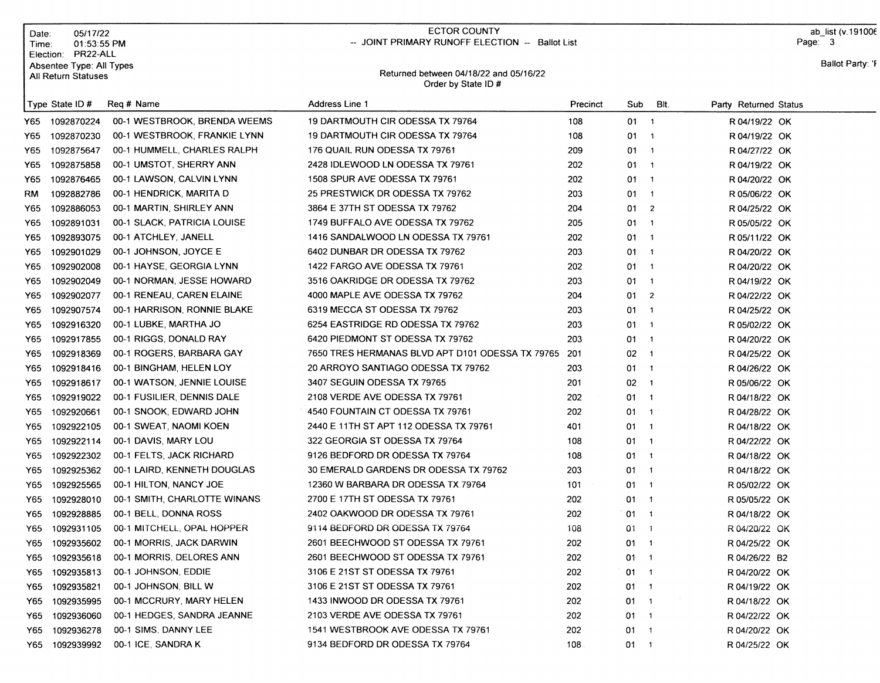Date: 05/17/22
Time: 01:53:55 PM
Election: PR22-ALL
Absentee Type: All Types
All Return Statuses

ECTOR COUNTY
-- JOINT PRIMARY RUNOFF ELECTION -- Ballot List

Returned between 04/18/22 and 05/16/22
Order by State ID #

ab_list (v.191006

Ballot Party: 'F

| Type | State ID # | Req # | Name | Address Line 1 | Precinct | Sub | Blt. | Party | Returned | Status |
|---|---|---|---|---|---|---|---|---|---|---|
| Y65 | 1092870224 | 00-1 | WESTBROOK, BRENDA WEEMS | 19 DARTMOUTH CIR ODESSA TX 79764 | 108 | 01 | 1 | R | 04/19/22 | OK |
| Y65 | 1092870230 | 00-1 | WESTBROOK, FRANKIE LYNN | 19 DARTMOUTH CIR ODESSA TX 79764 | 108 | 01 | 1 | R | 04/19/22 | OK |
| Y65 | 1092875647 | 00-1 | HUMMELL, CHARLES RALPH | 176 QUAIL RUN ODESSA TX 79761 | 209 | 01 | 1 | R | 04/27/22 | OK |
| Y65 | 1092875858 | 00-1 | UMSTOT, SHERRY ANN | 2428 IDLEWOOD LN ODESSA TX 79761 | 202 | 01 | 1 | R | 04/19/22 | OK |
| Y65 | 1092876465 | 00-1 | LAWSON, CALVIN LYNN | 1508 SPUR AVE ODESSA TX 79761 | 202 | 01 | 1 | R | 04/20/22 | OK |
| RM | 1092882786 | 00-1 | HENDRICK, MARITA D | 25 PRESTWICK DR ODESSA TX 79762 | 203 | 01 | 1 | R | 05/06/22 | OK |
| Y65 | 1092886053 | 00-1 | MARTIN, SHIRLEY ANN | 3864 E 37TH ST ODESSA TX 79762 | 204 | 01 | 2 | R | 04/25/22 | OK |
| Y65 | 1092891031 | 00-1 | SLACK, PATRICIA LOUISE | 1749 BUFFALO AVE ODESSA TX 79762 | 205 | 01 | 1 | R | 05/05/22 | OK |
| Y65 | 1092893075 | 00-1 | ATCHLEY, JANELL | 1416 SANDALWOOD LN ODESSA TX 79761 | 202 | 01 | 1 | R | 05/11/22 | OK |
| Y65 | 1092901029 | 00-1 | JOHNSON, JOYCE E | 6402 DUNBAR DR ODESSA TX 79762 | 203 | 01 | 1 | R | 04/20/22 | OK |
| Y65 | 1092902008 | 00-1 | HAYSE, GEORGIA LYNN | 1422 FARGO AVE ODESSA TX 79761 | 202 | 01 | 1 | R | 04/20/22 | OK |
| Y65 | 1092902049 | 00-1 | NORMAN, JESSE HOWARD | 3516 OAKRIDGE DR ODESSA TX 79762 | 203 | 01 | 1 | R | 04/19/22 | OK |
| Y65 | 1092902077 | 00-1 | RENEAU, CAREN ELAINE | 4000 MAPLE AVE ODESSA TX 79762 | 204 | 01 | 2 | R | 04/22/22 | OK |
| Y65 | 1092907574 | 00-1 | HARRISON, RONNIE BLAKE | 6319 MECCA ST ODESSA TX 79762 | 203 | 01 | 1 | R | 04/25/22 | OK |
| Y65 | 1092916320 | 00-1 | LUBKE, MARTHA JO | 6254 EASTRIDGE RD ODESSA TX 79762 | 203 | 01 | 1 | R | 05/02/22 | OK |
| Y65 | 1092917855 | 00-1 | RIGGS, DONALD RAY | 6420 PIEDMONT ST ODESSA TX 79762 | 203 | 01 | 1 | R | 04/20/22 | OK |
| Y65 | 1092918369 | 00-1 | ROGERS, BARBARA GAY | 7650 TRES HERMANAS BLVD APT D101 ODESSA TX 79765 | 201 | 02 | 1 | R | 04/25/22 | OK |
| Y65 | 1092918416 | 00-1 | BINGHAM, HELEN LOY | 20 ARROYO SANTIAGO ODESSA TX 79762 | 203 | 01 | 1 | R | 04/26/22 | OK |
| Y65 | 1092918617 | 00-1 | WATSON, JENNIE LOUISE | 3407 SEGUIN ODESSA TX 79765 | 201 | 02 | 1 | R | 05/06/22 | OK |
| Y65 | 1092919022 | 00-1 | FUSILIER, DENNIS DALE | 2108 VERDE AVE ODESSA TX 79761 | 202 | 01 | 1 | R | 04/18/22 | OK |
| Y65 | 1092920661 | 00-1 | SNOOK, EDWARD JOHN | 4540 FOUNTAIN CT ODESSA TX 79761 | 202 | 01 | 1 | R | 04/28/22 | OK |
| Y65 | 1092922105 | 00-1 | SWEAT, NAOMI KOEN | 2440 E 11TH ST APT 112 ODESSA TX 79761 | 401 | 01 | 1 | R | 04/18/22 | OK |
| Y65 | 1092922114 | 00-1 | DAVIS, MARY LOU | 322 GEORGIA ST ODESSA TX 79764 | 108 | 01 | 1 | R | 04/22/22 | OK |
| Y65 | 1092922302 | 00-1 | FELTS, JACK RICHARD | 9126 BEDFORD DR ODESSA TX 79764 | 108 | 01 | 1 | R | 04/18/22 | OK |
| Y65 | 1092925362 | 00-1 | LAIRD, KENNETH DOUGLAS | 30 EMERALD GARDENS DR ODESSA TX 79762 | 203 | 01 | 1 | R | 04/18/22 | OK |
| Y65 | 1092925565 | 00-1 | HILTON, NANCY JOE | 12360 W BARBARA DR ODESSA TX 79764 | 101 | 01 | 1 | R | 05/02/22 | OK |
| Y65 | 1092928010 | 00-1 | SMITH, CHARLOTTE WINANS | 2700 E 17TH ST ODESSA TX 79761 | 202 | 01 | 1 | R | 05/05/22 | OK |
| Y65 | 1092928885 | 00-1 | BELL, DONNA ROSS | 2402 OAKWOOD DR ODESSA TX 79761 | 202 | 01 | 1 | R | 04/18/22 | OK |
| Y65 | 1092931105 | 00-1 | MITCHELL, OPAL HOPPER | 9114 BEDFORD DR ODESSA TX 79764 | 108 | 01 | 1 | R | 04/20/22 | OK |
| Y65 | 1092935602 | 00-1 | MORRIS, JACK DARWIN | 2601 BEECHWOOD ST ODESSA TX 79761 | 202 | 01 | 1 | R | 04/25/22 | OK |
| Y65 | 1092935618 | 00-1 | MORRIS, DELORES ANN | 2601 BEECHWOOD ST ODESSA TX 79761 | 202 | 01 | 1 | R | 04/26/22 | B2 |
| Y65 | 1092935813 | 00-1 | JOHNSON, EDDIE | 3106 E 21ST ST ODESSA TX 79761 | 202 | 01 | 1 | R | 04/20/22 | OK |
| Y65 | 1092935821 | 00-1 | JOHNSON, BILL W | 3106 E 21ST ST ODESSA TX 79761 | 202 | 01 | 1 | R | 04/19/22 | OK |
| Y65 | 1092935995 | 00-1 | MCCRURY, MARY HELEN | 1433 INWOOD DR ODESSA TX 79761 | 202 | 01 | 1 | R | 04/18/22 | OK |
| Y65 | 1092936060 | 00-1 | HEDGES, SANDRA JEANNE | 2103 VERDE AVE ODESSA TX 79761 | 202 | 01 | 1 | R | 04/22/22 | OK |
| Y65 | 1092936278 | 00-1 | SIMS, DANNY LEE | 1541 WESTBROOK AVE ODESSA TX 79761 | 202 | 01 | 1 | R | 04/20/22 | OK |
| Y65 | 1092939992 | 00-1 | ICE, SANDRA K | 9134 BEDFORD DR ODESSA TX 79764 | 108 | 01 | 1 | R | 04/25/22 | OK |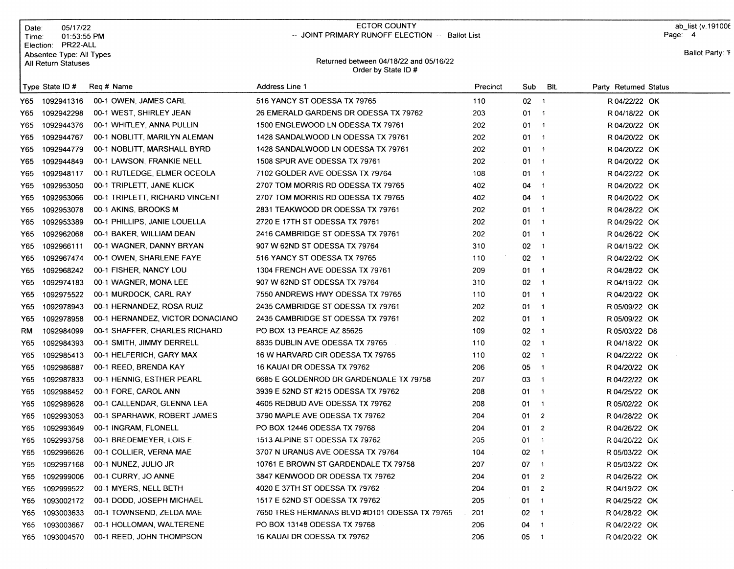Date: 05/17/22
Time: 01:53:55 PM
Election: PR22-ALL
Absentee Type: All Types
All Return Statuses

# ECTOR COUNTY
## -- JOINT PRIMARY RUNOFF ELECTION -- Ballot List

Returned between 04/18/22 and 05/16/22
Order by State ID #

ab_list (v.191006
Page: 4

Ballot Party: 'F

| Type | State ID # | Req # | Name | Address Line 1 | Precinct | Sub | Blt. | Party | Returned | Status |
|---|---|---|---|---|---|---|---|---|---|---|
| Y65 | 1092941316 | 00-1 | OWEN, JAMES CARL | 516 YANCY ST ODESSA TX 79765 | 110 | 02 | 1 | R | 04/22/22 | OK |
| Y65 | 1092942298 | 00-1 | WEST, SHIRLEY JEAN | 26 EMERALD GARDENS DR ODESSA TX 79762 | 203 | 01 | 1 | R | 04/18/22 | OK |
| Y65 | 1092944376 | 00-1 | WHITLEY, ANNA PULLIN | 1500 ENGLEWOOD LN ODESSA TX 79761 | 202 | 01 | 1 | R | 04/20/22 | OK |
| Y65 | 1092944767 | 00-1 | NOBLITT, MARILYN ALEMAN | 1428 SANDALWOOD LN ODESSA TX 79761 | 202 | 01 | 1 | R | 04/20/22 | OK |
| Y65 | 1092944779 | 00-1 | NOBLITT, MARSHALL BYRD | 1428 SANDALWOOD LN ODESSA TX 79761 | 202 | 01 | 1 | R | 04/20/22 | OK |
| Y65 | 1092944849 | 00-1 | LAWSON, FRANKIE NELL | 1508 SPUR AVE ODESSA TX 79761 | 202 | 01 | 1 | R | 04/20/22 | OK |
| Y65 | 1092948117 | 00-1 | RUTLEDGE, ELMER OCEOLA | 7102 GOLDER AVE ODESSA TX 79764 | 108 | 01 | 1 | R | 04/22/22 | OK |
| Y65 | 1092953050 | 00-1 | TRIPLETT, JANE KLICK | 2707 TOM MORRIS RD ODESSA TX 79765 | 402 | 04 | 1 | R | 04/20/22 | OK |
| Y65 | 1092953066 | 00-1 | TRIPLETT, RICHARD VINCENT | 2707 TOM MORRIS RD ODESSA TX 79765 | 402 | 04 | 1 | R | 04/20/22 | OK |
| Y65 | 1092953078 | 00-1 | AKINS, BROOKS M | 2831 TEAKWOOD DR ODESSA TX 79761 | 202 | 01 | 1 | R | 04/28/22 | OK |
| Y65 | 1092953389 | 00-1 | PHILLIPS, JANIE LOUELLA | 2720 E 17TH ST ODESSA TX 79761 | 202 | 01 | 1 | R | 04/29/22 | OK |
| Y65 | 1092962068 | 00-1 | BAKER, WILLIAM DEAN | 2416 CAMBRIDGE ST ODESSA TX 79761 | 202 | 01 | 1 | R | 04/26/22 | OK |
| Y65 | 1092966111 | 00-1 | WAGNER, DANNY BRYAN | 907 W 62ND ST ODESSA TX 79764 | 310 | 02 | 1 | R | 04/19/22 | OK |
| Y65 | 1092967474 | 00-1 | OWEN, SHARLENE FAYE | 516 YANCY ST ODESSA TX 79765 | 110 | 02 | 1 | R | 04/22/22 | OK |
| Y65 | 1092968242 | 00-1 | FISHER, NANCY LOU | 1304 FRENCH AVE ODESSA TX 79761 | 209 | 01 | 1 | R | 04/28/22 | OK |
| Y65 | 1092974183 | 00-1 | WAGNER, MONA LEE | 907 W 62ND ST ODESSA TX 79764 | 310 | 02 | 1 | R | 04/19/22 | OK |
| Y65 | 1092975522 | 00-1 | MURDOCK, CARL RAY | 7550 ANDREWS HWY ODESSA TX 79765 | 110 | 01 | 1 | R | 04/20/22 | OK |
| Y65 | 1092978943 | 00-1 | HERNANDEZ, ROSA RUIZ | 2435 CAMBRIDGE ST ODESSA TX 79761 | 202 | 01 | 1 | R | 05/09/22 | OK |
| Y65 | 1092978958 | 00-1 | HERNANDEZ, VICTOR DONACIANO | 2435 CAMBRIDGE ST ODESSA TX 79761 | 202 | 01 | 1 | R | 05/09/22 | OK |
| RM | 1092984099 | 00-1 | SHAFFER, CHARLES RICHARD | PO BOX 13 PEARCE AZ 85625 | 109 | 02 | 1 | R | 05/03/22 | D8 |
| Y65 | 1092984393 | 00-1 | SMITH, JIMMY DERRELL | 8835 DUBLIN AVE ODESSA TX 79765 | 110 | 02 | 1 | R | 04/18/22 | OK |
| Y65 | 1092985413 | 00-1 | HELFERICH, GARY MAX | 16 W HARVARD CIR ODESSA TX 79765 | 110 | 02 | 1 | R | 04/22/22 | OK |
| Y65 | 1092986887 | 00-1 | REED, BRENDA KAY | 16 KAUAI DR ODESSA TX 79762 | 206 | 05 | 1 | R | 04/20/22 | OK |
| Y65 | 1092987833 | 00-1 | HENNIG, ESTHER PEARL | 6685 E GOLDENROD DR GARDENDALE TX 79758 | 207 | 03 | 1 | R | 04/22/22 | OK |
| Y65 | 1092988452 | 00-1 | FORE, CAROL ANN | 3939 E 52ND ST #215 ODESSA TX 79762 | 208 | 01 | 1 | R | 04/25/22 | OK |
| Y65 | 1092989628 | 00-1 | CALLENDAR, GLENNA LEA | 4605 REDBUD AVE ODESSA TX 79762 | 208 | 01 | 1 | R | 05/02/22 | OK |
| Y65 | 1092993053 | 00-1 | SPARHAWK, ROBERT JAMES | 3790 MAPLE AVE ODESSA TX 79762 | 204 | 01 | 2 | R | 04/28/22 | OK |
| Y65 | 1092993649 | 00-1 | INGRAM, FLONELL | PO BOX 12446 ODESSA TX 79768 | 204 | 01 | 2 | R | 04/26/22 | OK |
| Y65 | 1092993758 | 00-1 | BREDEMEYER, LOIS E. | 1513 ALPINE ST ODESSA TX 79762 | 205 | 01 | 1 | R | 04/20/22 | OK |
| Y65 | 1092996626 | 00-1 | COLLIER, VERNA MAE | 3707 N URANUS AVE ODESSA TX 79764 | 104 | 02 | 1 | R | 05/03/22 | OK |
| Y65 | 1092997168 | 00-1 | NUNEZ, JULIO JR | 10761 E BROWN ST GARDENDALE TX 79758 | 207 | 07 | 1 | R | 05/03/22 | OK |
| Y65 | 1092999006 | 00-1 | CURRY, JO ANNE | 3847 KENWOOD DR ODESSA TX 79762 | 204 | 01 | 2 | R | 04/26/22 | OK |
| Y65 | 1092999522 | 00-1 | MYERS, NELL BETH | 4020 E 37TH ST ODESSA TX 79762 | 204 | 01 | 2 | R | 04/19/22 | OK |
| Y65 | 1093002172 | 00-1 | DODD, JOSEPH MICHAEL | 1517 E 52ND ST ODESSA TX 79762 | 205 | 01 | 1 | R | 04/25/22 | OK |
| Y65 | 1093003633 | 00-1 | TOWNSEND, ZELDA MAE | 7650 TRES HERMANAS BLVD #D101 ODESSA TX 79765 | 201 | 02 | 1 | R | 04/28/22 | OK |
| Y65 | 1093003667 | 00-1 | HOLLOMAN, WALTERENE | PO BOX 13148 ODESSA TX 79768 | 206 | 04 | 1 | R | 04/22/22 | OK |
| Y65 | 1093004570 | 00-1 | REED, JOHN THOMPSON | 16 KAUAI DR ODESSA TX 79762 | 206 | 05 | 1 | R | 04/20/22 | OK |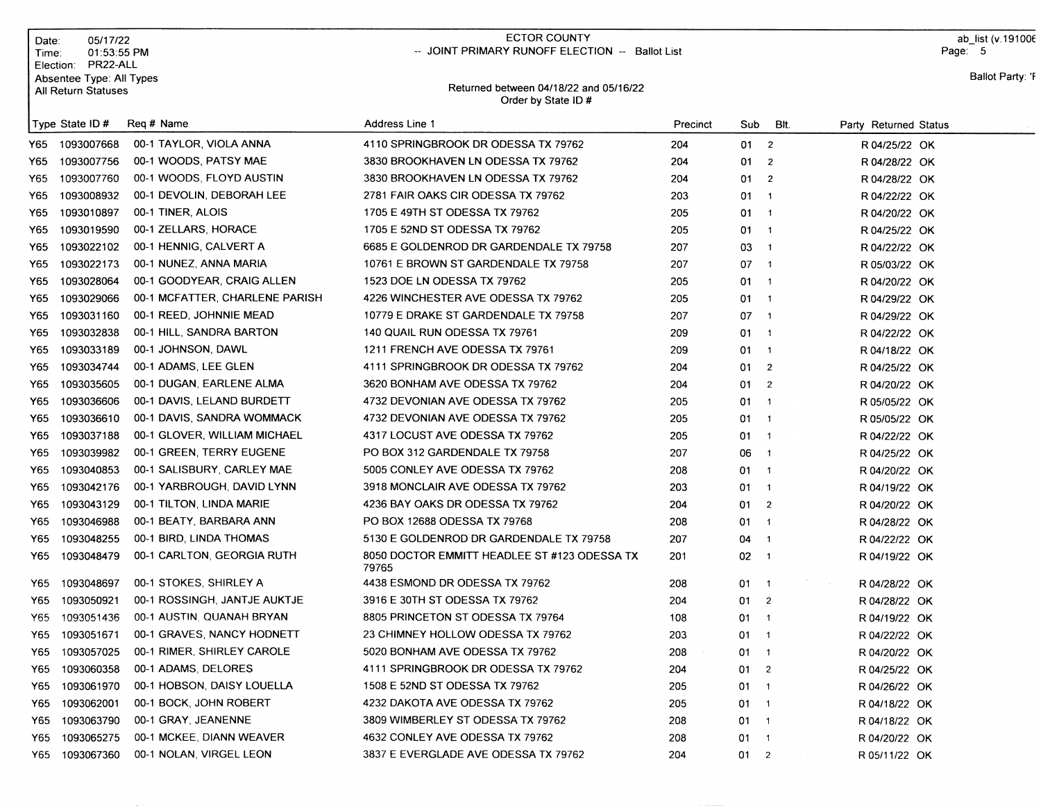Date: 05/17/22
Time: 01:53:55 PM
Election: PR22-ALL
Absentee Type: All Types
All Return Statuses

ECTOR COUNTY
-- JOINT PRIMARY RUNOFF ELECTION -- Ballot List

Returned between 04/18/22 and 05/16/22
Order by State ID #

ab_list (v.191006

Ballot Party: 'F

| Type | State ID # | Req # | Name | Address Line 1 | Precinct | Sub | Blt. | Party | Returned | Status |
|---|---|---|---|---|---|---|---|---|---|---|
| Y65 | 1093007668 | 00-1 | TAYLOR, VIOLA ANNA | 4110 SPRINGBROOK DR ODESSA TX 79762 | 204 | 01 | 2 | R | 04/25/22 | OK |
| Y65 | 1093007756 | 00-1 | WOODS, PATSY MAE | 3830 BROOKHAVEN LN ODESSA TX 79762 | 204 | 01 | 2 | R | 04/28/22 | OK |
| Y65 | 1093007760 | 00-1 | WOODS, FLOYD AUSTIN | 3830 BROOKHAVEN LN ODESSA TX 79762 | 204 | 01 | 2 | R | 04/28/22 | OK |
| Y65 | 1093008932 | 00-1 | DEVOLIN, DEBORAH LEE | 2781 FAIR OAKS CIR ODESSA TX 79762 | 203 | 01 | 1 | R | 04/22/22 | OK |
| Y65 | 1093010897 | 00-1 | TINER, ALOIS | 1705 E 49TH ST ODESSA TX 79762 | 205 | 01 | 1 | R | 04/20/22 | OK |
| Y65 | 1093019590 | 00-1 | ZELLARS, HORACE | 1705 E 52ND ST ODESSA TX 79762 | 205 | 01 | 1 | R | 04/25/22 | OK |
| Y65 | 1093022102 | 00-1 | HENNIG, CALVERT A | 6685 E GOLDENROD DR GARDENDALE TX 79758 | 207 | 03 | 1 | R | 04/22/22 | OK |
| Y65 | 1093022173 | 00-1 | NUNEZ, ANNA MARIA | 10761 E BROWN ST GARDENDALE TX 79758 | 207 | 07 | 1 | R | 05/03/22 | OK |
| Y65 | 1093028064 | 00-1 | GOODYEAR, CRAIG ALLEN | 1523 DOE LN ODESSA TX 79762 | 205 | 01 | 1 | R | 04/20/22 | OK |
| Y65 | 1093029066 | 00-1 | MCFATTER, CHARLENE PARISH | 4226 WINCHESTER AVE ODESSA TX 79762 | 205 | 01 | 1 | R | 04/29/22 | OK |
| Y65 | 1093031160 | 00-1 | REED, JOHNNIE MEAD | 10779 E DRAKE ST GARDENDALE TX 79758 | 207 | 07 | 1 | R | 04/29/22 | OK |
| Y65 | 1093032838 | 00-1 | HILL, SANDRA BARTON | 140 QUAIL RUN ODESSA TX 79761 | 209 | 01 | 1 | R | 04/22/22 | OK |
| Y65 | 1093033189 | 00-1 | JOHNSON, DAWL | 1211 FRENCH AVE ODESSA TX 79761 | 209 | 01 | 1 | R | 04/18/22 | OK |
| Y65 | 1093034744 | 00-1 | ADAMS, LEE GLEN | 4111 SPRINGBROOK DR ODESSA TX 79762 | 204 | 01 | 2 | R | 04/25/22 | OK |
| Y65 | 1093035605 | 00-1 | DUGAN, EARLENE ALMA | 3620 BONHAM AVE ODESSA TX 79762 | 204 | 01 | 2 | R | 04/20/22 | OK |
| Y65 | 1093036606 | 00-1 | DAVIS, LELAND BURDETT | 4732 DEVONIAN AVE ODESSA TX 79762 | 205 | 01 | 1 | R | 05/05/22 | OK |
| Y65 | 1093036610 | 00-1 | DAVIS, SANDRA WOMMACK | 4732 DEVONIAN AVE ODESSA TX 79762 | 205 | 01 | 1 | R | 05/05/22 | OK |
| Y65 | 1093037188 | 00-1 | GLOVER, WILLIAM MICHAEL | 4317 LOCUST AVE ODESSA TX 79762 | 205 | 01 | 1 | R | 04/22/22 | OK |
| Y65 | 1093039982 | 00-1 | GREEN, TERRY EUGENE | PO BOX 312 GARDENDALE TX 79758 | 207 | 06 | 1 | R | 04/25/22 | OK |
| Y65 | 1093040853 | 00-1 | SALISBURY, CARLEY MAE | 5005 CONLEY AVE ODESSA TX 79762 | 208 | 01 | 1 | R | 04/20/22 | OK |
| Y65 | 1093042176 | 00-1 | YARBROUGH, DAVID LYNN | 3918 MONCLAIR AVE ODESSA TX 79762 | 203 | 01 | 1 | R | 04/19/22 | OK |
| Y65 | 1093043129 | 00-1 | TILTON, LINDA MARIE | 4236 BAY OAKS DR ODESSA TX 79762 | 204 | 01 | 2 | R | 04/20/22 | OK |
| Y65 | 1093046988 | 00-1 | BEATY, BARBARA ANN | PO BOX 12688 ODESSA TX 79768 | 208 | 01 | 1 | R | 04/28/22 | OK |
| Y65 | 1093048255 | 00-1 | BIRD, LINDA THOMAS | 5130 E GOLDENROD DR GARDENDALE TX 79758 | 207 | 04 | 1 | R | 04/22/22 | OK |
| Y65 | 1093048479 | 00-1 | CARLTON, GEORGIA RUTH | 8050 DOCTOR EMMITT HEADLEE ST #123 ODESSA TX 79765 | 201 | 02 | 1 | R | 04/19/22 | OK |
| Y65 | 1093048697 | 00-1 | STOKES, SHIRLEY A | 4438 ESMOND DR ODESSA TX 79762 | 208 | 01 | 1 | R | 04/28/22 | OK |
| Y65 | 1093050921 | 00-1 | ROSSINGH, JANTJE AUKTJE | 3916 E 30TH ST ODESSA TX 79762 | 204 | 01 | 2 | R | 04/28/22 | OK |
| Y65 | 1093051436 | 00-1 | AUSTIN, QUANAH BRYAN | 8805 PRINCETON ST ODESSA TX 79764 | 108 | 01 | 1 | R | 04/19/22 | OK |
| Y65 | 1093051671 | 00-1 | GRAVES, NANCY HODNETT | 23 CHIMNEY HOLLOW ODESSA TX 79762 | 203 | 01 | 1 | R | 04/22/22 | OK |
| Y65 | 1093057025 | 00-1 | RIMER, SHIRLEY CAROLE | 5020 BONHAM AVE ODESSA TX 79762 | 208 | 01 | 1 | R | 04/20/22 | OK |
| Y65 | 1093060358 | 00-1 | ADAMS, DELORES | 4111 SPRINGBROOK DR ODESSA TX 79762 | 204 | 01 | 2 | R | 04/25/22 | OK |
| Y65 | 1093061970 | 00-1 | HOBSON, DAISY LOUELLA | 1508 E 52ND ST ODESSA TX 79762 | 205 | 01 | 1 | R | 04/26/22 | OK |
| Y65 | 1093062001 | 00-1 | BOCK, JOHN ROBERT | 4232 DAKOTA AVE ODESSA TX 79762 | 205 | 01 | 1 | R | 04/18/22 | OK |
| Y65 | 1093063790 | 00-1 | GRAY, JEANENNE | 3809 WIMBERLEY ST ODESSA TX 79762 | 208 | 01 | 1 | R | 04/18/22 | OK |
| Y65 | 1093065275 | 00-1 | MCKEE, DIANN WEAVER | 4632 CONLEY AVE ODESSA TX 79762 | 208 | 01 | 1 | R | 04/20/22 | OK |
| Y65 | 1093067360 | 00-1 | NOLAN, VIRGEL LEON | 3837 E EVERGLADE AVE ODESSA TX 79762 | 204 | 01 | 2 | R | 05/11/22 | OK |